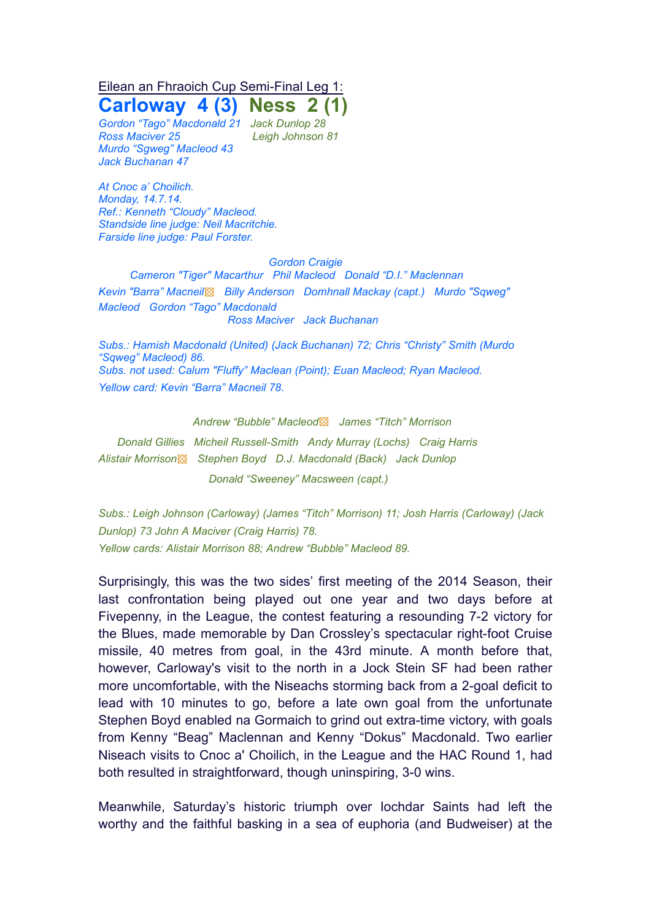Eilean an Fhraoich Cup Semi-Final Leg 1:

# Carloway 4 (3) Ness 2 (1)

*Gordon "Tago" Macdonald 21*
*Ross Maciver 25*
*Murdo "Sgweg" Macleod 43*
*Jack Buchanan 47*

*Jack Dunlop 28*
*Leigh Johnson 81*

*At Cnoc a' Choilich.*
*Monday, 14.7.14.*
*Ref.: Kenneth "Cloudy" Macleod.*
*Standside line judge: Neil Macritchie.*
*Farside line judge: Paul Forster.*

*Gordon Craigie*
*Cameron "Tiger" Macarthur Phil Macleod Donald "D.I." Maclennan*
*Kevin "Barra" Macneil Billy Anderson Domhnall Mackay (capt.) Murdo "Sgweg" Macleod Gordon "Tago" Macdonald*
*Ross Maciver Jack Buchanan*

*Subs.: Hamish Macdonald (United) (Jack Buchanan) 72; Chris "Christy" Smith (Murdo "Sqweg" Macleod) 86.*
*Subs. not used: Calum "Fluffy" Maclean (Point); Euan Macleod; Ryan Macleod.*
*Yellow card: Kevin "Barra" Macneil 78.*

*Andrew "Bubble" Macleod James "Titch" Morrison*
*Donald Gillies Micheil Russell-Smith Andy Murray (Lochs) Craig Harris*
*Alistair Morrison Stephen Boyd D.J. Macdonald (Back) Jack Dunlop*
*Donald "Sweeney" Macsween (capt.)*

*Subs.: Leigh Johnson (Carloway) (James "Titch" Morrison) 11; Josh Harris (Carloway) (Jack Dunlop) 73 John A Maciver (Craig Harris) 78.*
*Yellow cards: Alistair Morrison 88; Andrew "Bubble" Macleod 89.*

Surprisingly, this was the two sides' first meeting of the 2014 Season, their last confrontation being played out one year and two days before at Fivepenny, in the League, the contest featuring a resounding 7-2 victory for the Blues, made memorable by Dan Crossley's spectacular right-foot Cruise missile, 40 metres from goal, in the 43rd minute. A month before that, however, Carloway's visit to the north in a Jock Stein SF had been rather more uncomfortable, with the Niseachs storming back from a 2-goal deficit to lead with 10 minutes to go, before a late own goal from the unfortunate Stephen Boyd enabled na Gormaich to grind out extra-time victory, with goals from Kenny "Beag" Maclennan and Kenny "Dokus" Macdonald. Two earlier Niseach visits to Cnoc a' Choilich, in the League and the HAC Round 1, had both resulted in straightforward, though uninspiring, 3-0 wins.

Meanwhile, Saturday's historic triumph over Iochdar Saints had left the worthy and the faithful basking in a sea of euphoria (and Budweiser) at the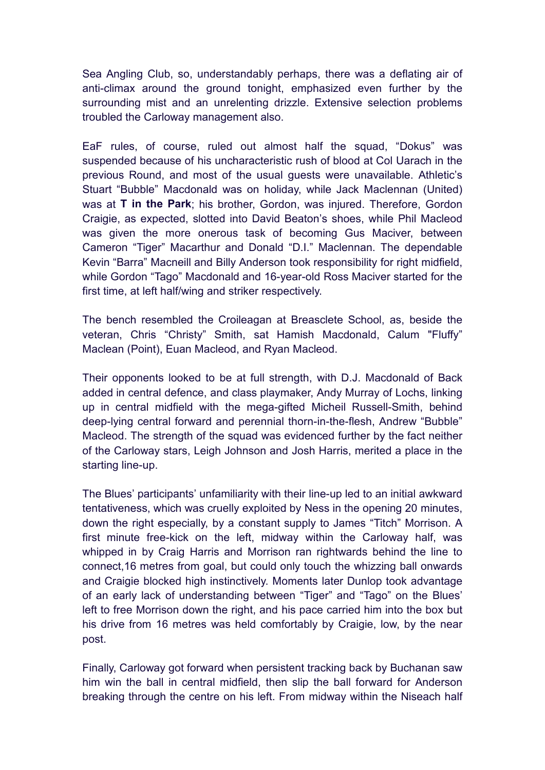Sea Angling Club, so, understandably perhaps, there was a deflating air of anti-climax around the ground tonight, emphasized even further by the surrounding mist and an unrelenting drizzle. Extensive selection problems troubled the Carloway management also.

EaF rules, of course, ruled out almost half the squad, “Dokus” was suspended because of his uncharacteristic rush of blood at Col Uarach in the previous Round, and most of the usual guests were unavailable. Athletic’s Stuart “Bubble” Macdonald was on holiday, while Jack Maclennan (United) was at **T in the Park**; his brother, Gordon, was injured. Therefore, Gordon Craigie, as expected, slotted into David Beaton’s shoes, while Phil Macleod was given the more onerous task of becoming Gus Maciver, between Cameron “Tiger” Macarthur and Donald “D.I.” Maclennan. The dependable Kevin “Barra” Macneill and Billy Anderson took responsibility for right midfield, while Gordon “Tago” Macdonald and 16-year-old Ross Maciver started for the first time, at left half/wing and striker respectively.

The bench resembled the Croileagan at Breasclete School, as, beside the veteran, Chris “Christy” Smith, sat Hamish Macdonald, Calum "Fluffy” Maclean (Point), Euan Macleod, and Ryan Macleod.

Their opponents looked to be at full strength, with D.J. Macdonald of Back added in central defence, and class playmaker, Andy Murray of Lochs, linking up in central midfield with the mega-gifted Micheil Russell-Smith, behind deep-lying central forward and perennial thorn-in-the-flesh, Andrew “Bubble” Macleod. The strength of the squad was evidenced further by the fact neither of the Carloway stars, Leigh Johnson and Josh Harris, merited a place in the starting line-up.

The Blues’ participants’ unfamiliarity with their line-up led to an initial awkward tentativeness, which was cruelly exploited by Ness in the opening 20 minutes, down the right especially, by a constant supply to James “Titch” Morrison. A first minute free-kick on the left, midway within the Carloway half, was whipped in by Craig Harris and Morrison ran rightwards behind the line to connect,16 metres from goal, but could only touch the whizzing ball onwards and Craigie blocked high instinctively. Moments later Dunlop took advantage of an early lack of understanding between “Tiger” and “Tago” on the Blues’ left to free Morrison down the right, and his pace carried him into the box but his drive from 16 metres was held comfortably by Craigie, low, by the near post.

Finally, Carloway got forward when persistent tracking back by Buchanan saw him win the ball in central midfield, then slip the ball forward for Anderson breaking through the centre on his left. From midway within the Niseach half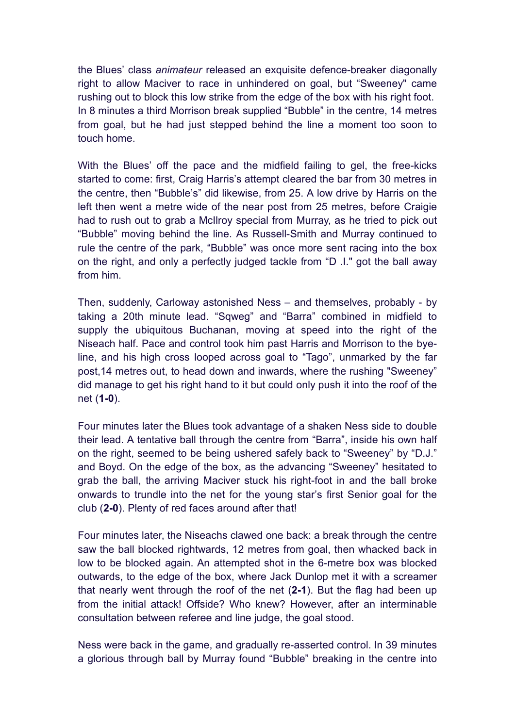the Blues' class *animateur* released an exquisite defence-breaker diagonally right to allow Maciver to race in unhindered on goal, but "Sweeney" came rushing out to block this low strike from the edge of the box with his right foot. In 8 minutes a third Morrison break supplied "Bubble" in the centre, 14 metres from goal, but he had just stepped behind the line a moment too soon to touch home.

With the Blues' off the pace and the midfield failing to gel, the free-kicks started to come: first, Craig Harris's attempt cleared the bar from 30 metres in the centre, then "Bubble's" did likewise, from 25. A low drive by Harris on the left then went a metre wide of the near post from 25 metres, before Craigie had to rush out to grab a McIlroy special from Murray, as he tried to pick out "Bubble" moving behind the line. As Russell-Smith and Murray continued to rule the centre of the park, "Bubble" was once more sent racing into the box on the right, and only a perfectly judged tackle from "D .I." got the ball away from him.

Then, suddenly, Carloway astonished Ness – and themselves, probably - by taking a 20th minute lead. "Sqweg" and "Barra" combined in midfield to supply the ubiquitous Buchanan, moving at speed into the right of the Niseach half. Pace and control took him past Harris and Morrison to the bye-line, and his high cross looped across goal to "Tago", unmarked by the far post,14 metres out, to head down and inwards, where the rushing "Sweeney" did manage to get his right hand to it but could only push it into the roof of the net (**1-0**).

Four minutes later the Blues took advantage of a shaken Ness side to double their lead. A tentative ball through the centre from "Barra", inside his own half on the right, seemed to be being ushered safely back to "Sweeney" by "D.J." and Boyd. On the edge of the box, as the advancing "Sweeney" hesitated to grab the ball, the arriving Maciver stuck his right-foot in and the ball broke onwards to trundle into the net for the young star's first Senior goal for the club (**2-0**). Plenty of red faces around after that!

Four minutes later, the Niseachs clawed one back: a break through the centre saw the ball blocked rightwards, 12 metres from goal, then whacked back in low to be blocked again. An attempted shot in the 6-metre box was blocked outwards, to the edge of the box, where Jack Dunlop met it with a screamer that nearly went through the roof of the net (**2-1**). But the flag had been up from the initial attack! Offside? Who knew? However, after an interminable consultation between referee and line judge, the goal stood.

Ness were back in the game, and gradually re-asserted control. In 39 minutes a glorious through ball by Murray found "Bubble" breaking in the centre into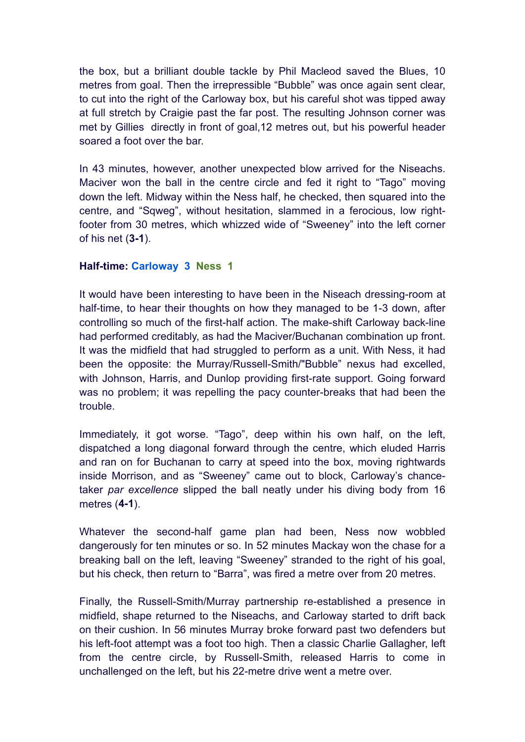the box, but a brilliant double tackle by Phil Macleod saved the Blues, 10 metres from goal. Then the irrepressible "Bubble" was once again sent clear, to cut into the right of the Carloway box, but his careful shot was tipped away at full stretch by Craigie past the far post. The resulting Johnson corner was met by Gillies directly in front of goal,12 metres out, but his powerful header soared a foot over the bar.

In 43 minutes, however, another unexpected blow arrived for the Niseachs. Maciver won the ball in the centre circle and fed it right to "Tago" moving down the left. Midway within the Ness half, he checked, then squared into the centre, and "Sqweg", without hesitation, slammed in a ferocious, low right-footer from 30 metres, which whizzed wide of "Sweeney" into the left corner of his net (**3-1**).

**Half-time: Carloway 3 Ness 1**

It would have been interesting to have been in the Niseach dressing-room at half-time, to hear their thoughts on how they managed to be 1-3 down, after controlling so much of the first-half action. The make-shift Carloway back-line had performed creditably, as had the Maciver/Buchanan combination up front. It was the midfield that had struggled to perform as a unit. With Ness, it had been the opposite: the Murray/Russell-Smith/"Bubble" nexus had excelled, with Johnson, Harris, and Dunlop providing first-rate support. Going forward was no problem; it was repelling the pacy counter-breaks that had been the trouble.

Immediately, it got worse. "Tago", deep within his own half, on the left, dispatched a long diagonal forward through the centre, which eluded Harris and ran on for Buchanan to carry at speed into the box, moving rightwards inside Morrison, and as "Sweeney" came out to block, Carloway's chance-taker *par excellence* slipped the ball neatly under his diving body from 16 metres (**4-1**).

Whatever the second-half game plan had been, Ness now wobbled dangerously for ten minutes or so. In 52 minutes Mackay won the chase for a breaking ball on the left, leaving "Sweeney" stranded to the right of his goal, but his check, then return to "Barra", was fired a metre over from 20 metres.

Finally, the Russell-Smith/Murray partnership re-established a presence in midfield, shape returned to the Niseachs, and Carloway started to drift back on their cushion. In 56 minutes Murray broke forward past two defenders but his left-foot attempt was a foot too high. Then a classic Charlie Gallagher, left from the centre circle, by Russell-Smith, released Harris to come in unchallenged on the left, but his 22-metre drive went a metre over.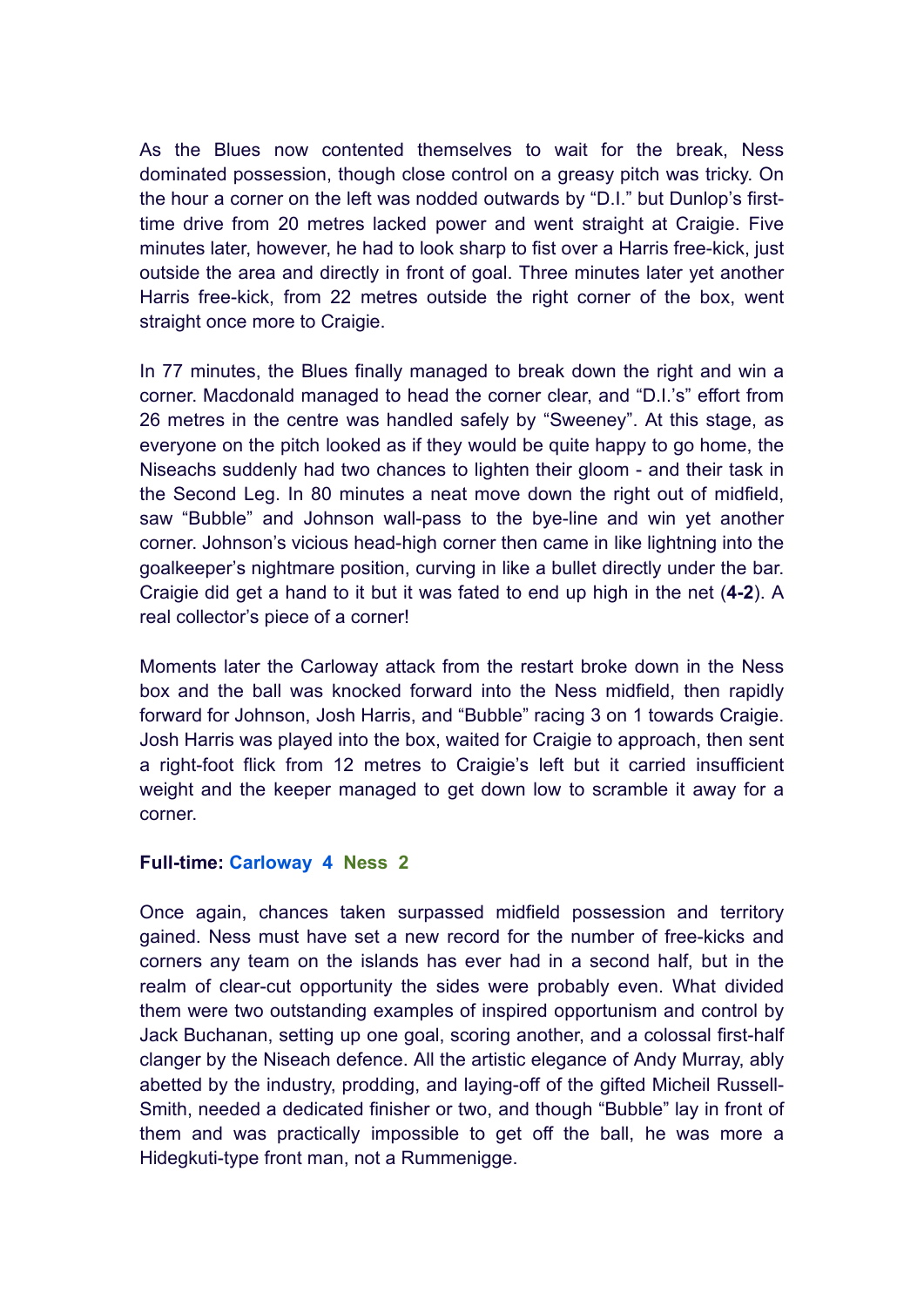As the Blues now contented themselves to wait for the break, Ness dominated possession, though close control on a greasy pitch was tricky. On the hour a corner on the left was nodded outwards by "D.I." but Dunlop's first-time drive from 20 metres lacked power and went straight at Craigie. Five minutes later, however, he had to look sharp to fist over a Harris free-kick, just outside the area and directly in front of goal. Three minutes later yet another Harris free-kick, from 22 metres outside the right corner of the box, went straight once more to Craigie.

In 77 minutes, the Blues finally managed to break down the right and win a corner. Macdonald managed to head the corner clear, and "D.I.'s" effort from 26 metres in the centre was handled safely by "Sweeney". At this stage, as everyone on the pitch looked as if they would be quite happy to go home, the Niseachs suddenly had two chances to lighten their gloom - and their task in the Second Leg. In 80 minutes a neat move down the right out of midfield, saw "Bubble" and Johnson wall-pass to the bye-line and win yet another corner. Johnson's vicious head-high corner then came in like lightning into the goalkeeper's nightmare position, curving in like a bullet directly under the bar. Craigie did get a hand to it but it was fated to end up high in the net (**4-2**). A real collector's piece of a corner!

Moments later the Carloway attack from the restart broke down in the Ness box and the ball was knocked forward into the Ness midfield, then rapidly forward for Johnson, Josh Harris, and "Bubble" racing 3 on 1 towards Craigie. Josh Harris was played into the box, waited for Craigie to approach, then sent a right-foot flick from 12 metres to Craigie's left but it carried insufficient weight and the keeper managed to get down low to scramble it away for a corner.

**Full-time: Carloway 4 Ness 2**

Once again, chances taken surpassed midfield possession and territory gained. Ness must have set a new record for the number of free-kicks and corners any team on the islands has ever had in a second half, but in the realm of clear-cut opportunity the sides were probably even. What divided them were two outstanding examples of inspired opportunism and control by Jack Buchanan, setting up one goal, scoring another, and a colossal first-half clanger by the Niseach defence. All the artistic elegance of Andy Murray, ably abetted by the industry, prodding, and laying-off of the gifted Micheil Russell-Smith, needed a dedicated finisher or two, and though "Bubble" lay in front of them and was practically impossible to get off the ball, he was more a Hidegkuti-type front man, not a Rummenigge.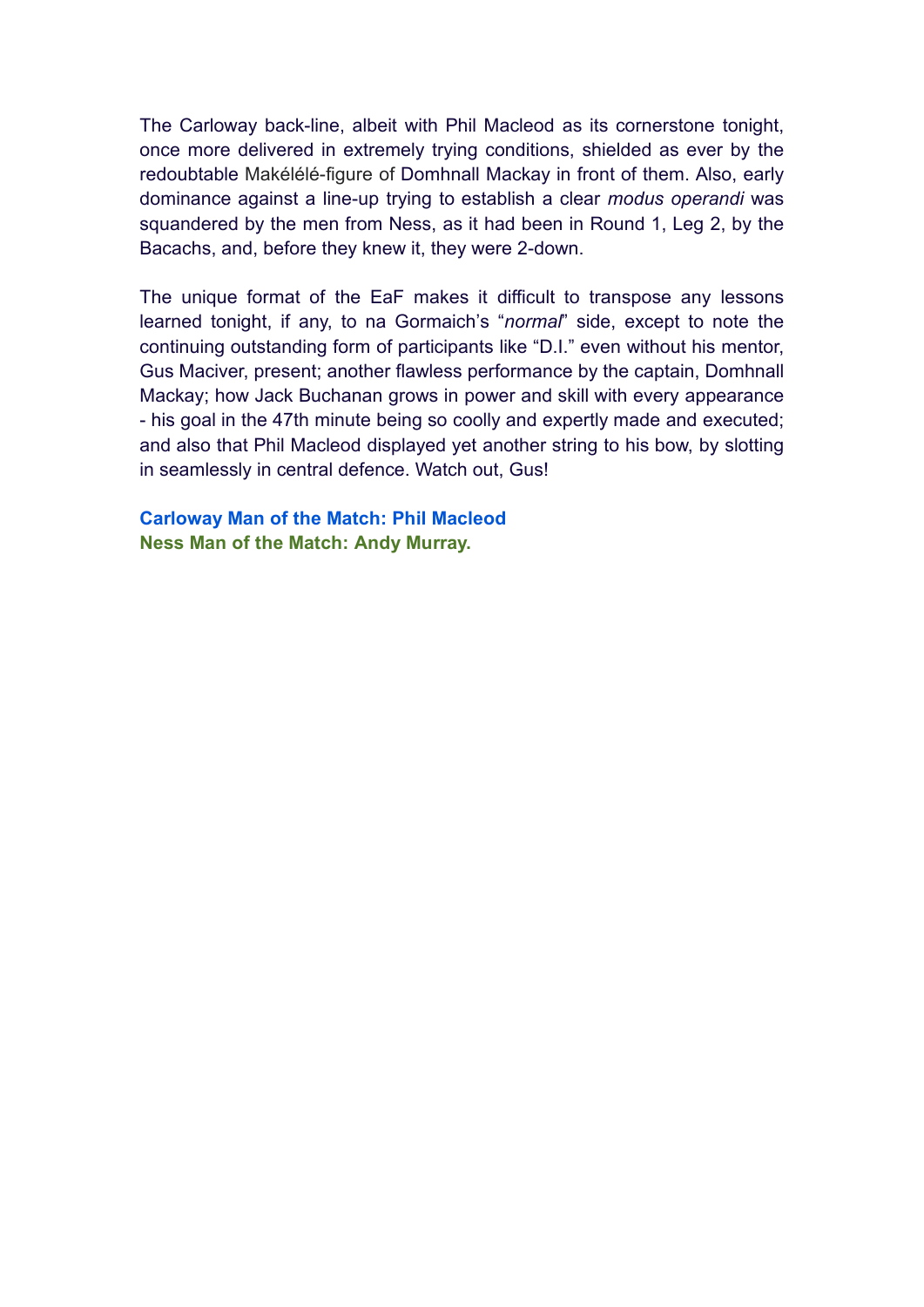The Carloway back-line, albeit with Phil Macleod as its cornerstone tonight, once more delivered in extremely trying conditions, shielded as ever by the redoubtable Makélélé-figure of Domhnall Mackay in front of them. Also, early dominance against a line-up trying to establish a clear *modus operandi* was squandered by the men from Ness, as it had been in Round 1, Leg 2, by the Bacachs, and, before they knew it, they were 2-down.

The unique format of the EaF makes it difficult to transpose any lessons learned tonight, if any, to na Gormaich's "*normal*" side, except to note the continuing outstanding form of participants like "D.I." even without his mentor, Gus Maciver, present; another flawless performance by the captain, Domhnall Mackay; how Jack Buchanan grows in power and skill with every appearance - his goal in the 47th minute being so coolly and expertly made and executed; and also that Phil Macleod displayed yet another string to his bow, by slotting in seamlessly in central defence. Watch out, Gus!

**Carloway Man of the Match: Phil Macleod**
**Ness Man of the Match: Andy Murray.**